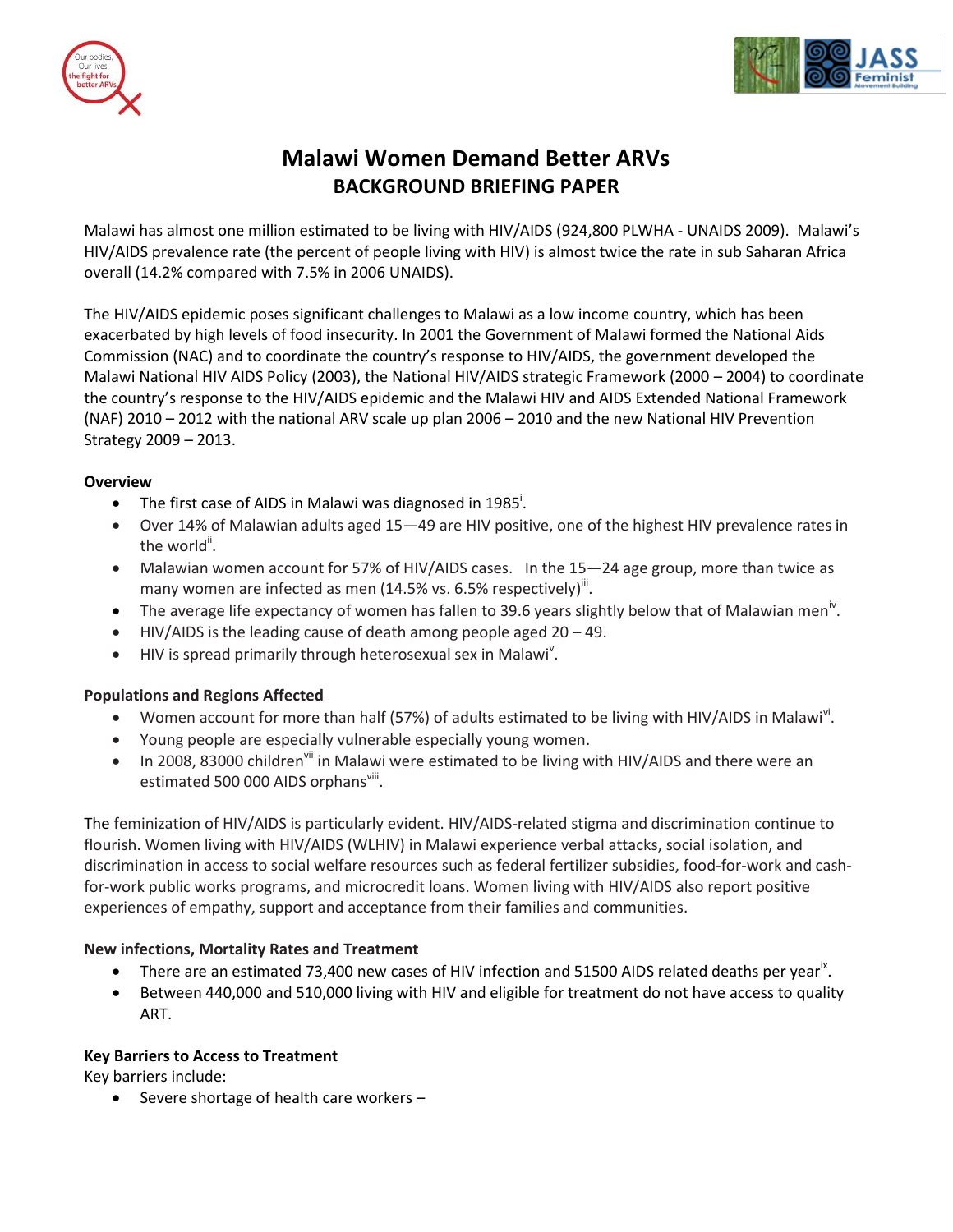# Malawi Women Demand Better ARVs

## BACKGROUND BRIEFING PAPER

Malawi has almost one million estimated to be living with HIV/AIDS (924,800 PLWHA - UNAIDS 2009). Malawi's HIV/AIDS prevalence rate (the percent of people living with HIV) is almost twice the rate in sub Saharan Africa overall (14.2% compared with 7.5% in 2006 UNAIDS).

The HIV/AIDS epidemic poses significant challenges to Malawi as a low income country, which has been exacerbated by high levels of food insecurity. In 2001 the Government of Malawi formed the National Aids Commission (NAC) and to coordinate the country's response to HIV/AIDS, the government developed the Malawi National HIV AIDS Policy (2003), the National HIV/AIDS strategic Framework (2000 – 2004) to coordinate the country's response to the HIV/AIDS epidemic and the Malawi HIV and AIDS Extended National Framework (NAF) 2010 – 2012 with the national ARV scale up plan 2006 – 2010 and the new National HIV Prevention Strategy 2009 – 2013.

**Overview**

- The first case of AIDS in Malawi was diagnosed in 1985[i].
- Over 14% of Malawian adults aged 15—49 are HIV positive, one of the highest HIV prevalence rates in the world[ii].
- Malawian women account for 57% of HIV/AIDS cases. In the 15—24 age group, more than twice as many women are infected as men (14.5% vs. 6.5% respectively)[iii].
- The average life expectancy of women has fallen to 39.6 years slightly below that of Malawian men[iv].
- HIV/AIDS is the leading cause of death among people aged 20 – 49.
- HIV is spread primarily through heterosexual sex in Malawi[v].

**Populations and Regions Affected**

- Women account for more than half (57%) of adults estimated to be living with HIV/AIDS in Malawi[vi].
- Young people are especially vulnerable especially young women.
- In 2008, 83000 children[vii] in Malawi were estimated to be living with HIV/AIDS and there were an estimated 500 000 AIDS orphans[viii].

The feminization of HIV/AIDS is particularly evident. HIV/AIDS-related stigma and discrimination continue to flourish. Women living with HIV/AIDS (WLHIV) in Malawi experience verbal attacks, social isolation, and discrimination in access to social welfare resources such as federal fertilizer subsidies, food-for-work and cash-for-work public works programs, and microcredit loans. Women living with HIV/AIDS also report positive experiences of empathy, support and acceptance from their families and communities.

**New infections, Mortality Rates and Treatment**

- There are an estimated 73,400 new cases of HIV infection and 51500 AIDS related deaths per year[ix].
- Between 440,000 and 510,000 living with HIV and eligible for treatment do not have access to quality ART.

**Key Barriers to Access to Treatment**

Key barriers include:

- Severe shortage of health care workers –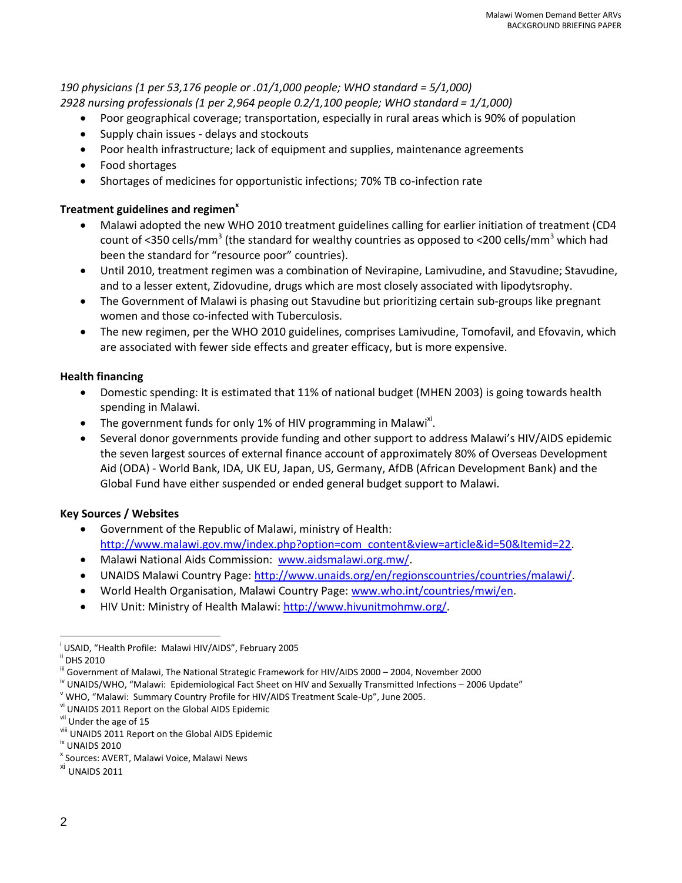*190 physicians (1 per 53,176 people or .01/1,000 people; WHO standard = 5/1,000)*
*2928 nursing professionals (1 per 2,964 people 0.2/1,100 people; WHO standard = 1/1,000)*

- Poor geographical coverage; transportation, especially in rural areas which is 90% of population
- Supply chain issues - delays and stockouts
- Poor health infrastructure; lack of equipment and supplies, maintenance agreements
- Food shortages
- Shortages of medicines for opportunistic infections; 70% TB co-infection rate

**Treatment guidelines and regimen**[x]

- Malawi adopted the new WHO 2010 treatment guidelines calling for earlier initiation of treatment (CD4 count of <350 cells/mm$^3$ (the standard for wealthy countries as opposed to <200 cells/mm$^3$ which had been the standard for "resource poor" countries).
- Until 2010, treatment regimen was a combination of Nevirapine, Lamivudine, and Stavudine; Stavudine, and to a lesser extent, Zidovudine, drugs which are most closely associated with lipodytsrophy.
- The Government of Malawi is phasing out Stavudine but prioritizing certain sub-groups like pregnant women and those co-infected with Tuberculosis.
- The new regimen, per the WHO 2010 guidelines, comprises Lamivudine, Tomofavil, and Efovavin, which are associated with fewer side effects and greater efficacy, but is more expensive.

**Health financing**

- Domestic spending: It is estimated that 11% of national budget (MHEN 2003) is going towards health spending in Malawi.
- The government funds for only 1% of HIV programming in Malawi[xi].
- Several donor governments provide funding and other support to address Malawi's HIV/AIDS epidemic the seven largest sources of external finance account of approximately 80% of Overseas Development Aid (ODA) - World Bank, IDA, UK EU, Japan, US, Germany, AfDB (African Development Bank) and the Global Fund have either suspended or ended general budget support to Malawi.

**Key Sources / Websites**

- Government of the Republic of Malawi, ministry of Health: http://www.malawi.gov.mw/index.php?option=com_content&view=article&id=50&Itemid=22.
- Malawi National Aids Commission: www.aidsmalawi.org.mw/.
- UNAIDS Malawi Country Page: http://www.unaids.org/en/regionscountries/countries/malawi/.
- World Health Organisation, Malawi Country Page: www.who.int/countries/mwi/en.
- HIV Unit: Ministry of Health Malawi: http://www.hivunitmohmw.org/.

---

[i] USAID, "Health Profile: Malawi HIV/AIDS", February 2005
[ii] DHS 2010
[iii] Government of Malawi, The National Strategic Framework for HIV/AIDS 2000 – 2004, November 2000
[iv] UNAIDS/WHO, "Malawi: Epidemiological Fact Sheet on HIV and Sexually Transmitted Infections – 2006 Update"
[v] WHO, "Malawi: Summary Country Profile for HIV/AIDS Treatment Scale-Up", June 2005.
[vi] UNAIDS 2011 Report on the Global AIDS Epidemic
[vii] Under the age of 15
[viii] UNAIDS 2011 Report on the Global AIDS Epidemic
[ix] UNAIDS 2010
[x] Sources: AVERT, Malawi Voice, Malawi News
[xi] UNAIDS 2011